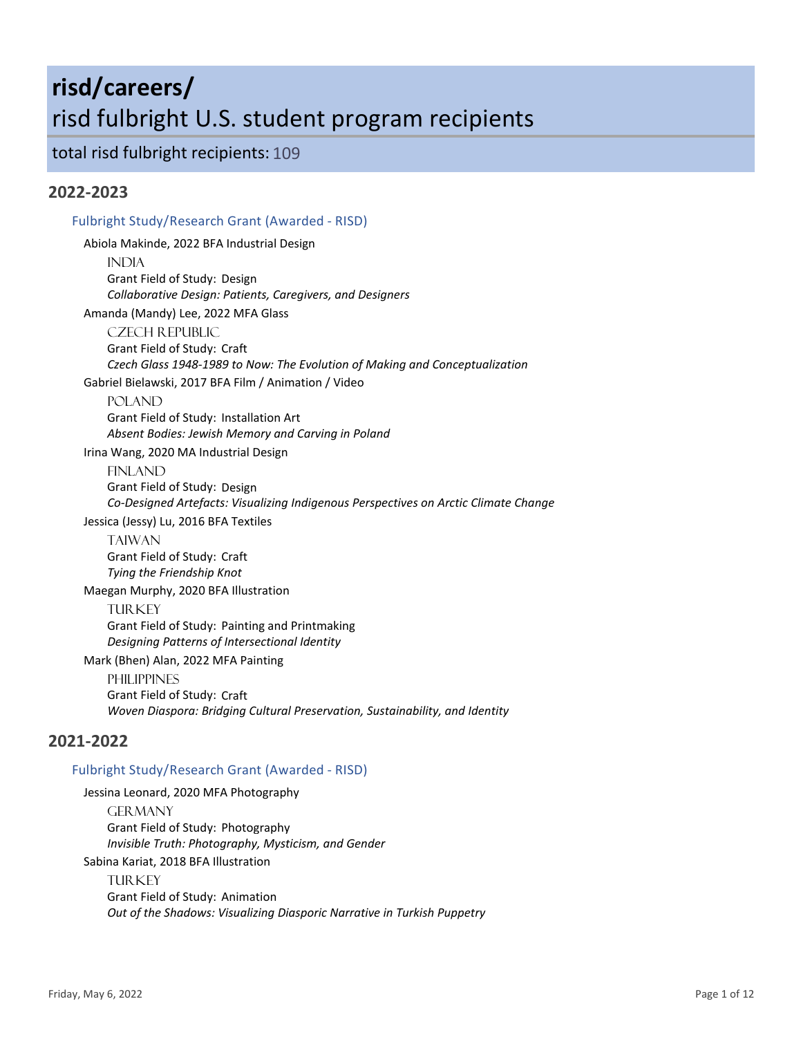# risd/careers/

# risd fulbright U.S. student program recipients

total risd fulbright recipients: 109

## 2022-2023

### Fulbright Study/Research Grant (Awarded - RISD)

Abiola Makinde, 2022 BFA Industrial Design

INDIA
Grant Field of Study: Design
*Collaborative Design: Patients, Caregivers, and Designers*

Amanda (Mandy) Lee, 2022 MFA Glass

CZECH REPUBLIC
Grant Field of Study: Craft
*Czech Glass 1948-1989 to Now: The Evolution of Making and Conceptualization*

Gabriel Bielawski, 2017 BFA Film / Animation / Video

POLAND
Grant Field of Study: Installation Art
*Absent Bodies: Jewish Memory and Carving in Poland*

Irina Wang, 2020 MA Industrial Design

FINLAND
Grant Field of Study: Design
*Co-Designed Artefacts: Visualizing Indigenous Perspectives on Arctic Climate Change*

Jessica (Jessy) Lu, 2016 BFA Textiles

TAIWAN
Grant Field of Study: Craft
*Tying the Friendship Knot*

Maegan Murphy, 2020 BFA Illustration

TURKEY
Grant Field of Study: Painting and Printmaking
*Designing Patterns of Intersectional Identity*

Mark (Bhen) Alan, 2022 MFA Painting

PHILIPPINES
Grant Field of Study: Craft
*Woven Diaspora: Bridging Cultural Preservation, Sustainability, and Identity*

## 2021-2022

### Fulbright Study/Research Grant (Awarded - RISD)

Jessina Leonard, 2020 MFA Photography

GERMANY
Grant Field of Study: Photography
*Invisible Truth: Photography, Mysticism, and Gender*

Sabina Kariat, 2018 BFA Illustration

TURKEY
Grant Field of Study: Animation
*Out of the Shadows: Visualizing Diasporic Narrative in Turkish Puppetry*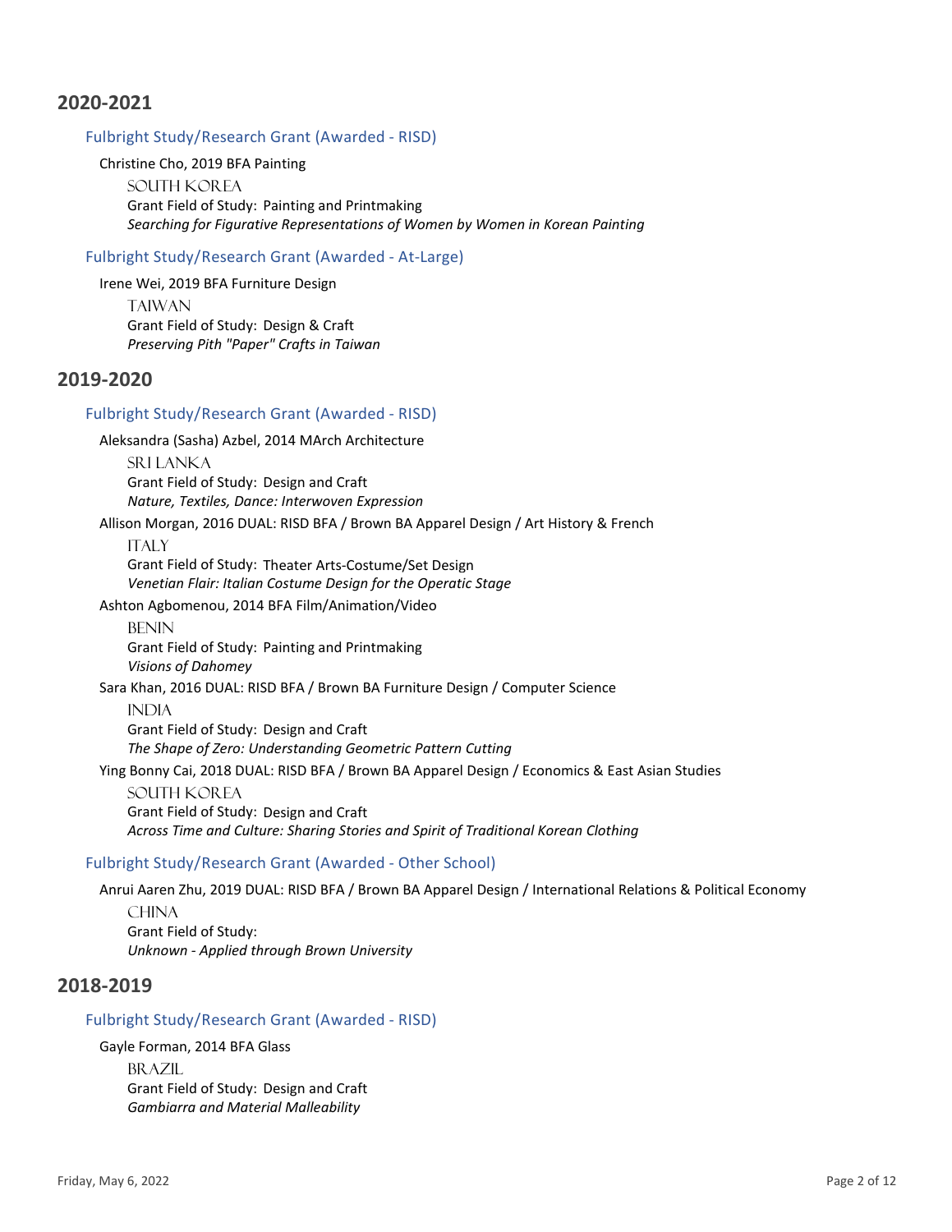## 2020-2021

### Fulbright Study/Research Grant (Awarded - RISD)

Christine Cho, 2019 BFA Painting

SOUTH KOREA
Grant Field of Study: Painting and Printmaking
*Searching for Figurative Representations of Women by Women in Korean Painting*

### Fulbright Study/Research Grant (Awarded - At-Large)

Irene Wei, 2019 BFA Furniture Design

TAIWAN
Grant Field of Study: Design & Craft
*Preserving Pith "Paper" Crafts in Taiwan*

## 2019-2020

### Fulbright Study/Research Grant (Awarded - RISD)

Aleksandra (Sasha) Azbel, 2014 MArch Architecture

SRI LANKA
Grant Field of Study: Design and Craft
*Nature, Textiles, Dance: Interwoven Expression*

Allison Morgan, 2016 DUAL: RISD BFA / Brown BA Apparel Design / Art History & French

ITALY
Grant Field of Study: Theater Arts-Costume/Set Design
*Venetian Flair: Italian Costume Design for the Operatic Stage*

Ashton Agbomenou, 2014 BFA Film/Animation/Video

BENIN
Grant Field of Study: Painting and Printmaking
*Visions of Dahomey*

Sara Khan, 2016 DUAL: RISD BFA / Brown BA Furniture Design / Computer Science

INDIA
Grant Field of Study: Design and Craft
*The Shape of Zero: Understanding Geometric Pattern Cutting*

Ying Bonny Cai, 2018 DUAL: RISD BFA / Brown BA Apparel Design / Economics & East Asian Studies

SOUTH KOREA
Grant Field of Study: Design and Craft
*Across Time and Culture: Sharing Stories and Spirit of Traditional Korean Clothing*

### Fulbright Study/Research Grant (Awarded - Other School)

Anrui Aaren Zhu, 2019 DUAL: RISD BFA / Brown BA Apparel Design / International Relations & Political Economy

CHINA
Grant Field of Study:
*Unknown - Applied through Brown University*

## 2018-2019

### Fulbright Study/Research Grant (Awarded - RISD)

Gayle Forman, 2014 BFA Glass

BRAZIL
Grant Field of Study: Design and Craft
*Gambiarra and Material Malleability*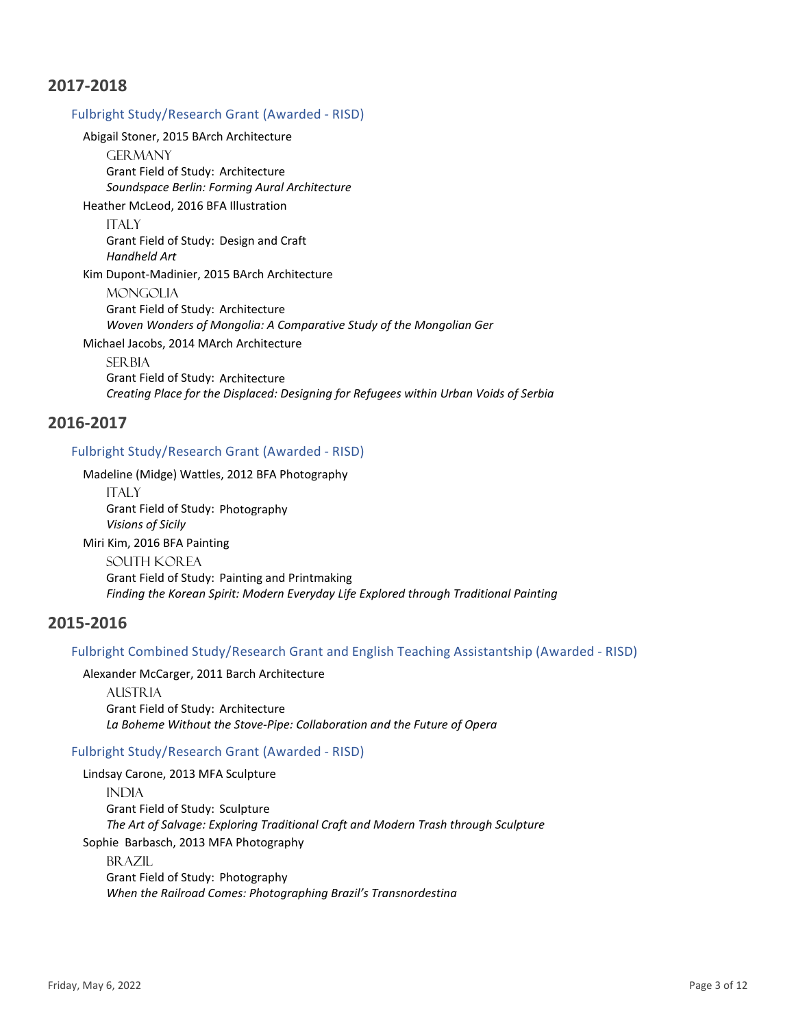## 2017-2018

### Fulbright Study/Research Grant (Awarded - RISD)

Abigail Stoner, 2015 BArch Architecture

GERMANY
Grant Field of Study: Architecture
*Soundspace Berlin: Forming Aural Architecture*

Heather McLeod, 2016 BFA Illustration

ITALY
Grant Field of Study: Design and Craft
*Handheld Art*

Kim Dupont-Madinier, 2015 BArch Architecture

MONGOLIA
Grant Field of Study: Architecture
*Woven Wonders of Mongolia: A Comparative Study of the Mongolian Ger*

Michael Jacobs, 2014 MArch Architecture

SERBIA
Grant Field of Study: Architecture
*Creating Place for the Displaced: Designing for Refugees within Urban Voids of Serbia*

## 2016-2017

### Fulbright Study/Research Grant (Awarded - RISD)

Madeline (Midge) Wattles, 2012 BFA Photography

ITALY
Grant Field of Study: Photography
*Visions of Sicily*

Miri Kim, 2016 BFA Painting

SOUTH KOREA
Grant Field of Study: Painting and Printmaking
*Finding the Korean Spirit: Modern Everyday Life Explored through Traditional Painting*

## 2015-2016

### Fulbright Combined Study/Research Grant and English Teaching Assistantship (Awarded - RISD)

Alexander McCarger, 2011 Barch Architecture

AUSTRIA
Grant Field of Study: Architecture
*La Boheme Without the Stove-Pipe: Collaboration and the Future of Opera*

### Fulbright Study/Research Grant (Awarded - RISD)

Lindsay Carone, 2013 MFA Sculpture

INDIA
Grant Field of Study: Sculpture
*The Art of Salvage: Exploring Traditional Craft and Modern Trash through Sculpture*

Sophie Barbasch, 2013 MFA Photography

BRAZIL
Grant Field of Study: Photography
*When the Railroad Comes: Photographing Brazil's Transnordestina*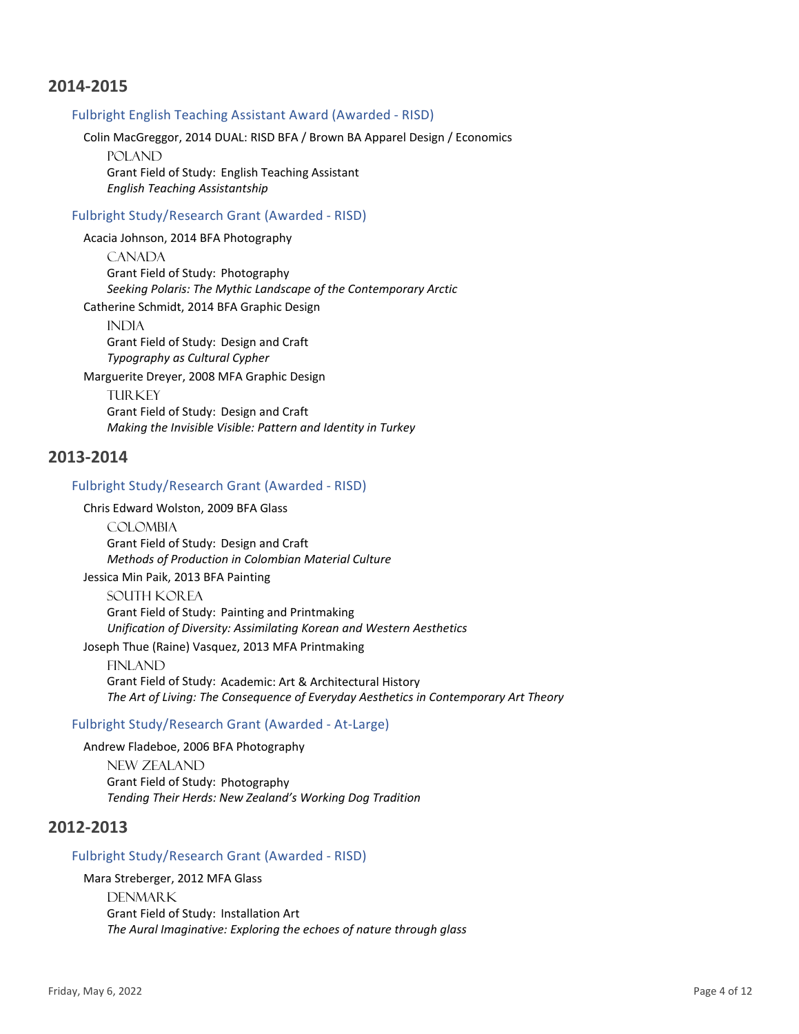## 2014-2015

### Fulbright English Teaching Assistant Award (Awarded - RISD)

Colin MacGreggor, 2014 DUAL: RISD BFA / Brown BA Apparel Design / Economics

POLAND
Grant Field of Study: English Teaching Assistant
*English Teaching Assistantship*

### Fulbright Study/Research Grant (Awarded - RISD)

Acacia Johnson, 2014 BFA Photography

CANADA
Grant Field of Study: Photography
*Seeking Polaris: The Mythic Landscape of the Contemporary Arctic*

Catherine Schmidt, 2014 BFA Graphic Design

INDIA
Grant Field of Study: Design and Craft
*Typography as Cultural Cypher*

Marguerite Dreyer, 2008 MFA Graphic Design

TURKEY
Grant Field of Study: Design and Craft
*Making the Invisible Visible: Pattern and Identity in Turkey*

## 2013-2014

### Fulbright Study/Research Grant (Awarded - RISD)

Chris Edward Wolston, 2009 BFA Glass

COLOMBIA
Grant Field of Study: Design and Craft
*Methods of Production in Colombian Material Culture*

Jessica Min Paik, 2013 BFA Painting

SOUTH KOREA
Grant Field of Study: Painting and Printmaking
*Unification of Diversity: Assimilating Korean and Western Aesthetics*

Joseph Thue (Raine) Vasquez, 2013 MFA Printmaking

FINLAND
Grant Field of Study: Academic: Art & Architectural History
*The Art of Living: The Consequence of Everyday Aesthetics in Contemporary Art Theory*

### Fulbright Study/Research Grant (Awarded - At-Large)

Andrew Fladeboe, 2006 BFA Photography

NEW ZEALAND
Grant Field of Study: Photography
*Tending Their Herds: New Zealand's Working Dog Tradition*

## 2012-2013

### Fulbright Study/Research Grant (Awarded - RISD)

Mara Streberger, 2012 MFA Glass

DENMARK
Grant Field of Study: Installation Art
*The Aural Imaginative: Exploring the echoes of nature through glass*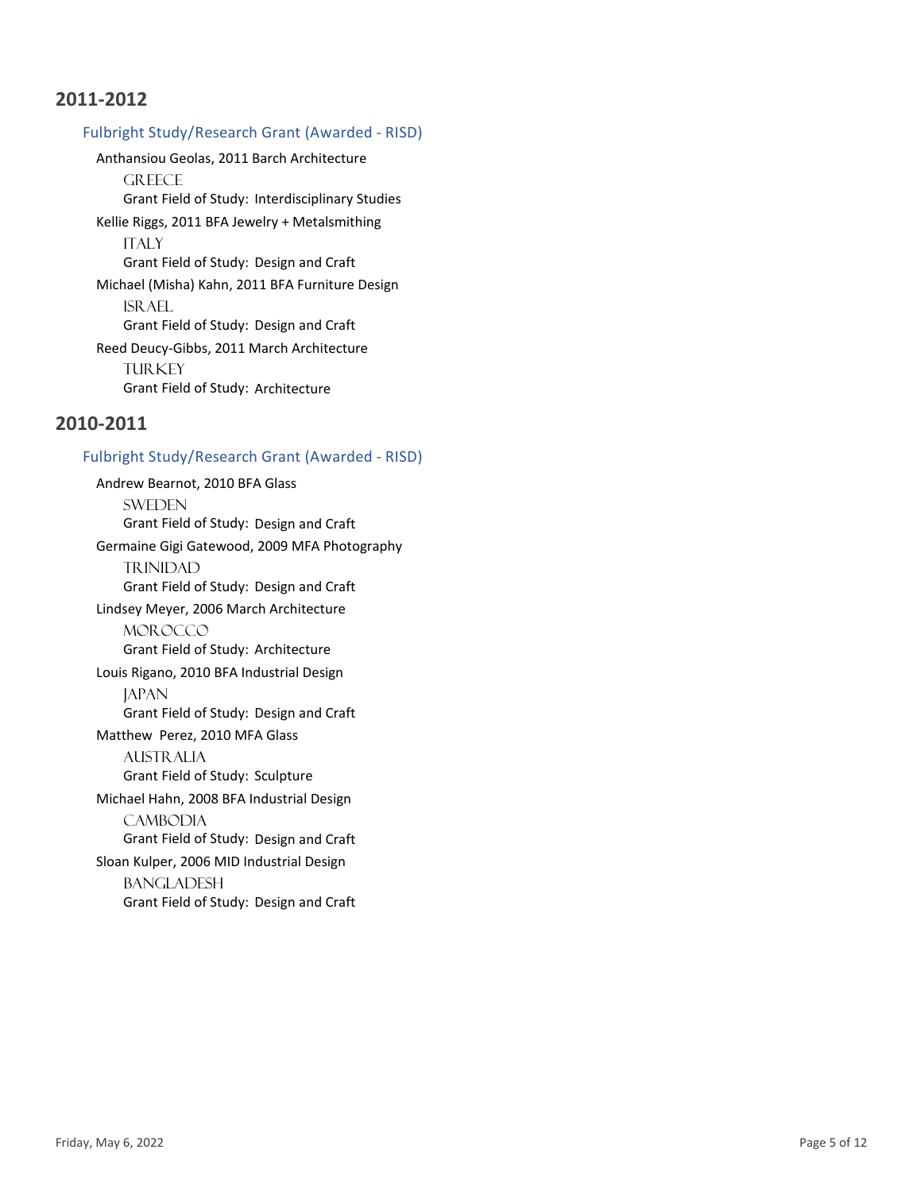## 2011-2012

### Fulbright Study/Research Grant (Awarded - RISD)

Anthansiou Geolas, 2011 Barch Architecture
GREECE
Grant Field of Study: Interdisciplinary Studies

Kellie Riggs, 2011 BFA Jewelry + Metalsmithing
ITALY
Grant Field of Study: Design and Craft

Michael (Misha) Kahn, 2011 BFA Furniture Design
ISRAEL
Grant Field of Study: Design and Craft

Reed Deucy-Gibbs, 2011 March Architecture
TURKEY
Grant Field of Study: Architecture

## 2010-2011

### Fulbright Study/Research Grant (Awarded - RISD)

Andrew Bearnot, 2010 BFA Glass
SWEDEN
Grant Field of Study: Design and Craft

Germaine Gigi Gatewood, 2009 MFA Photography
TRINIDAD
Grant Field of Study: Design and Craft

Lindsey Meyer, 2006 March Architecture
MOROCCO
Grant Field of Study: Architecture

Louis Rigano, 2010 BFA Industrial Design
JAPAN
Grant Field of Study: Design and Craft

Matthew Perez, 2010 MFA Glass
AUSTRALIA
Grant Field of Study: Sculpture

Michael Hahn, 2008 BFA Industrial Design
CAMBODIA
Grant Field of Study: Design and Craft

Sloan Kulper, 2006 MID Industrial Design
BANGLADESH
Grant Field of Study: Design and Craft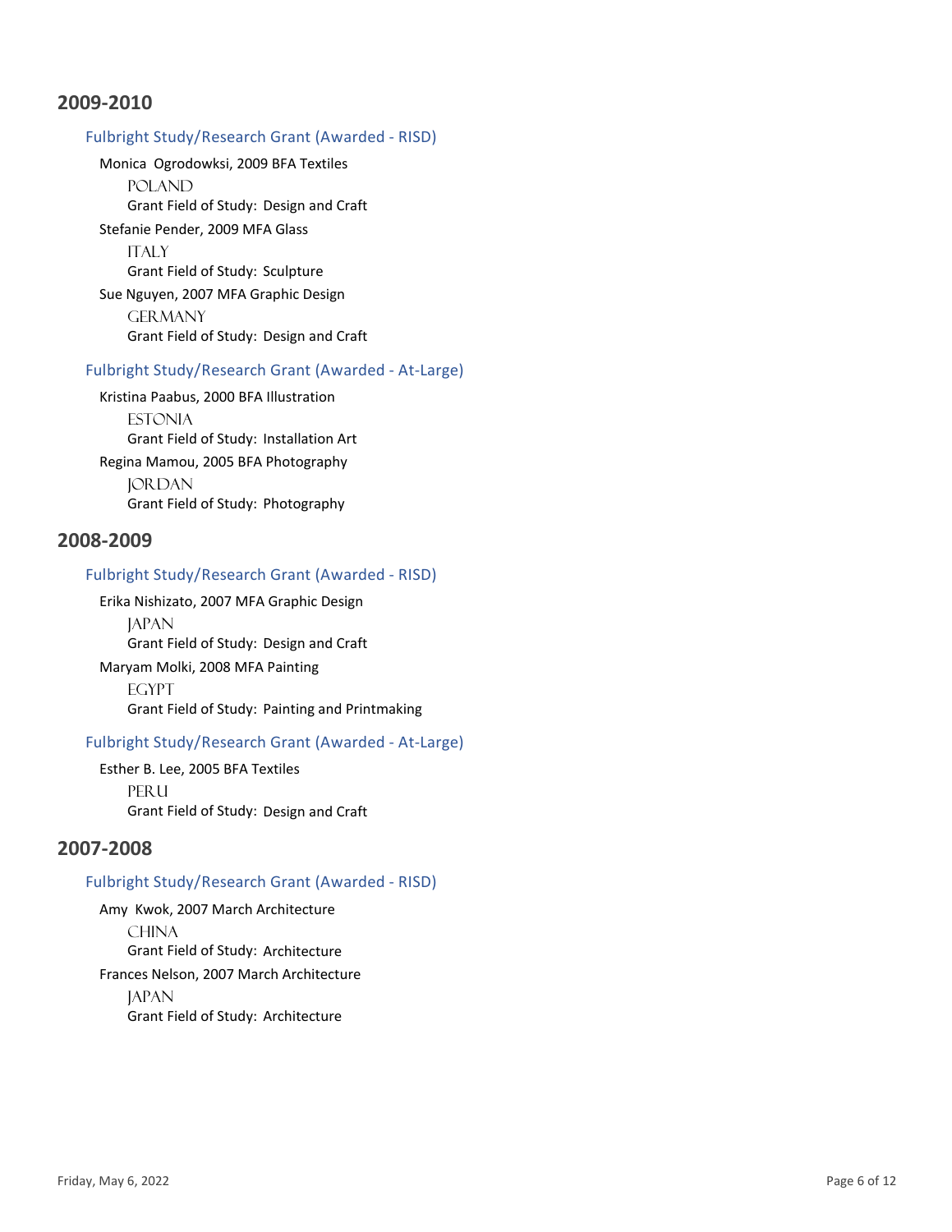## 2009-2010

### Fulbright Study/Research Grant (Awarded - RISD)

Monica  Ogrodowksi, 2009 BFA Textiles

POLAND

Grant Field of Study:  Design and Craft

Stefanie Pender, 2009 MFA Glass

ITALY

Grant Field of Study:  Sculpture

Sue Nguyen, 2007 MFA Graphic Design

GERMANY

Grant Field of Study:  Design and Craft

### Fulbright Study/Research Grant (Awarded - At-Large)

Kristina Paabus, 2000 BFA Illustration

ESTONIA

Grant Field of Study:  Installation Art

Regina Mamou, 2005 BFA Photography

JORDAN

Grant Field of Study:  Photography

## 2008-2009

### Fulbright Study/Research Grant (Awarded - RISD)

Erika Nishizato, 2007 MFA Graphic Design

JAPAN

Grant Field of Study:  Design and Craft

Maryam Molki, 2008 MFA Painting

EGYPT

Grant Field of Study:  Painting and Printmaking

### Fulbright Study/Research Grant (Awarded - At-Large)

Esther B. Lee, 2005 BFA Textiles

PERU

Grant Field of Study:  Design and Craft

## 2007-2008

### Fulbright Study/Research Grant (Awarded - RISD)

Amy  Kwok, 2007 March Architecture

CHINA

Grant Field of Study:  Architecture

Frances Nelson, 2007 March Architecture

JAPAN

Grant Field of Study:  Architecture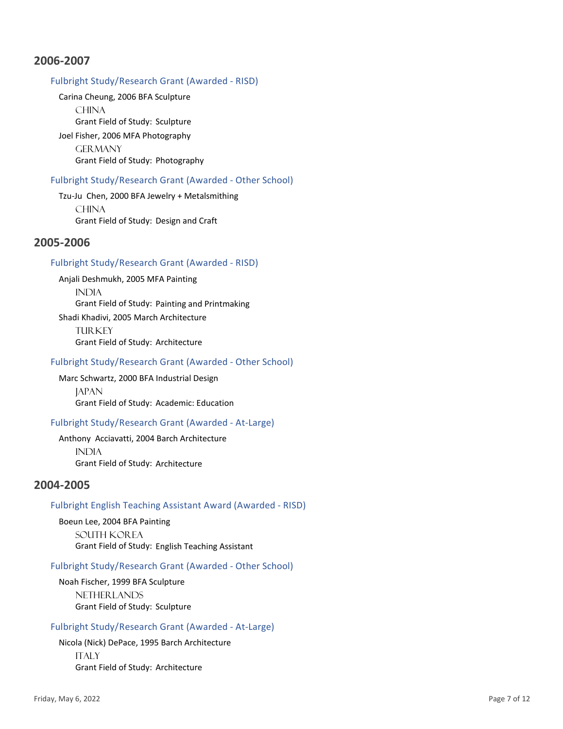## 2006-2007

### Fulbright Study/Research Grant (Awarded - RISD)

Carina Cheung, 2006 BFA Sculpture

CHINA

Grant Field of Study: Sculpture

Joel Fisher, 2006 MFA Photography

GERMANY

Grant Field of Study: Photography

### Fulbright Study/Research Grant (Awarded - Other School)

Tzu-Ju Chen, 2000 BFA Jewelry + Metalsmithing

CHINA

Grant Field of Study: Design and Craft

## 2005-2006

### Fulbright Study/Research Grant (Awarded - RISD)

Anjali Deshmukh, 2005 MFA Painting

INDIA

Grant Field of Study: Painting and Printmaking

Shadi Khadivi, 2005 March Architecture

TURKEY

Grant Field of Study: Architecture

### Fulbright Study/Research Grant (Awarded - Other School)

Marc Schwartz, 2000 BFA Industrial Design

JAPAN

Grant Field of Study: Academic: Education

### Fulbright Study/Research Grant (Awarded - At-Large)

Anthony Acciavatti, 2004 Barch Architecture

INDIA

Grant Field of Study: Architecture

## 2004-2005

### Fulbright English Teaching Assistant Award (Awarded - RISD)

Boeun Lee, 2004 BFA Painting

SOUTH KOREA

Grant Field of Study: English Teaching Assistant

### Fulbright Study/Research Grant (Awarded - Other School)

Noah Fischer, 1999 BFA Sculpture

NETHERLANDS

Grant Field of Study: Sculpture

### Fulbright Study/Research Grant (Awarded - At-Large)

Nicola (Nick) DePace, 1995 Barch Architecture

ITALY

Grant Field of Study: Architecture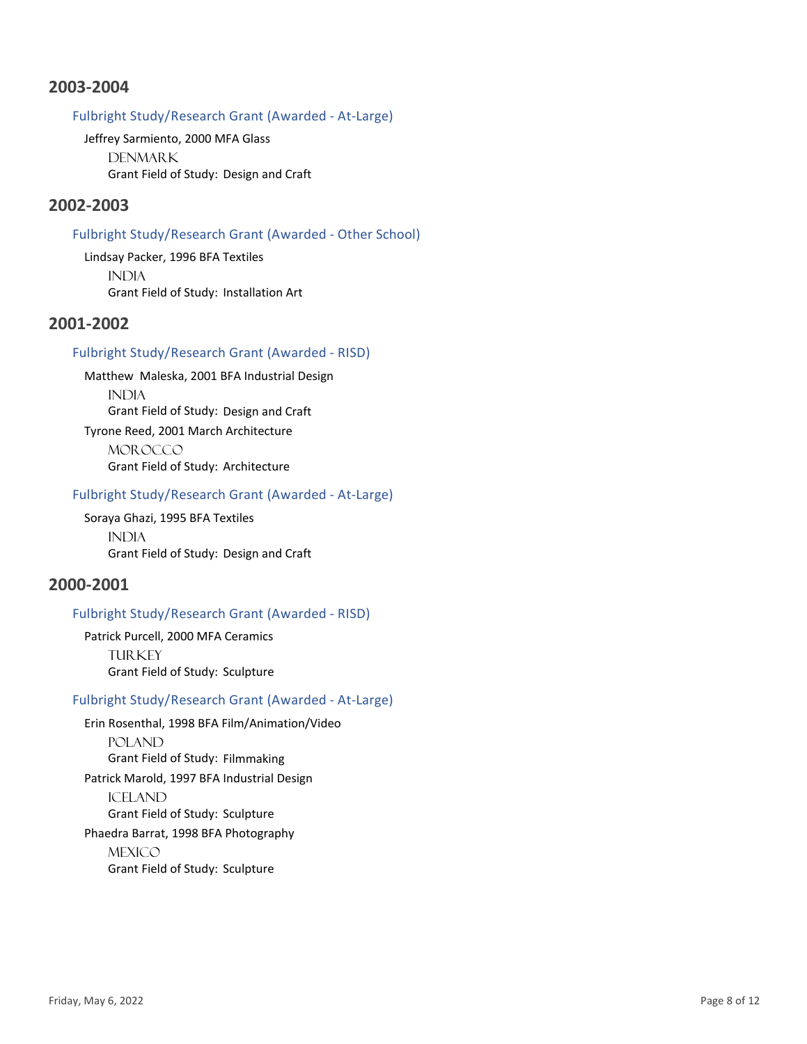## 2003-2004

### Fulbright Study/Research Grant (Awarded - At-Large)

Jeffrey Sarmiento, 2000 MFA Glass

DENMARK

Grant Field of Study: Design and Craft

## 2002-2003

### Fulbright Study/Research Grant (Awarded - Other School)

Lindsay Packer, 1996 BFA Textiles

INDIA

Grant Field of Study: Installation Art

## 2001-2002

### Fulbright Study/Research Grant (Awarded - RISD)

Matthew Maleska, 2001 BFA Industrial Design

INDIA

Grant Field of Study: Design and Craft

Tyrone Reed, 2001 March Architecture

MOROCCO

Grant Field of Study: Architecture

### Fulbright Study/Research Grant (Awarded - At-Large)

Soraya Ghazi, 1995 BFA Textiles

INDIA

Grant Field of Study: Design and Craft

## 2000-2001

### Fulbright Study/Research Grant (Awarded - RISD)

Patrick Purcell, 2000 MFA Ceramics

TURKEY

Grant Field of Study: Sculpture

### Fulbright Study/Research Grant (Awarded - At-Large)

Erin Rosenthal, 1998 BFA Film/Animation/Video

POLAND

Grant Field of Study: Filmmaking

Patrick Marold, 1997 BFA Industrial Design

ICELAND

Grant Field of Study: Sculpture

Phaedra Barrat, 1998 BFA Photography

MEXICO

Grant Field of Study: Sculpture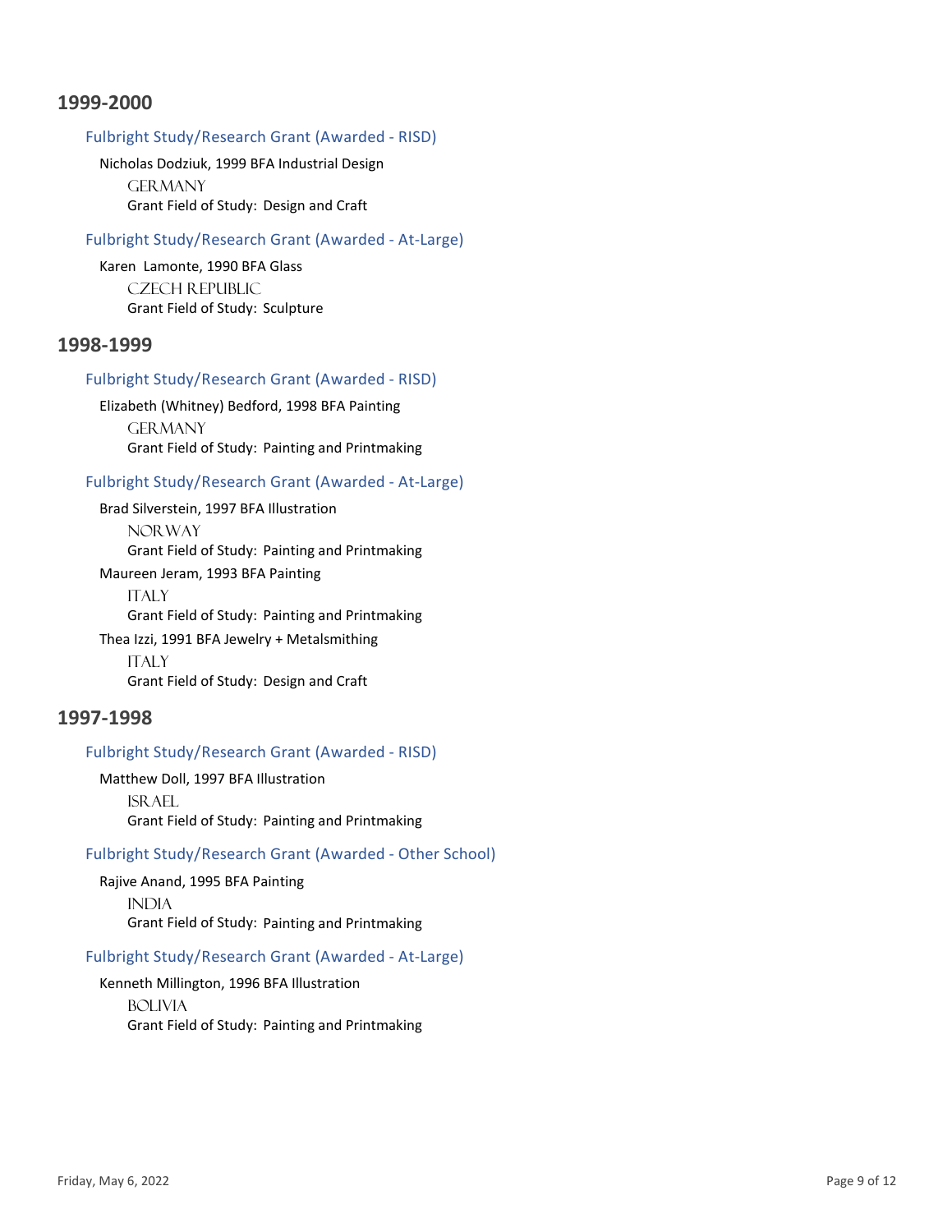## 1999-2000

### Fulbright Study/Research Grant (Awarded - RISD)

Nicholas Dodziuk, 1999 BFA Industrial Design

GERMANY

Grant Field of Study: Design and Craft

### Fulbright Study/Research Grant (Awarded - At-Large)

Karen Lamonte, 1990 BFA Glass

CZECH REPUBLIC

Grant Field of Study: Sculpture

## 1998-1999

### Fulbright Study/Research Grant (Awarded - RISD)

Elizabeth (Whitney) Bedford, 1998 BFA Painting

GERMANY

Grant Field of Study: Painting and Printmaking

### Fulbright Study/Research Grant (Awarded - At-Large)

Brad Silverstein, 1997 BFA Illustration

NORWAY

Grant Field of Study: Painting and Printmaking

Maureen Jeram, 1993 BFA Painting

ITALY

Grant Field of Study: Painting and Printmaking

Thea Izzi, 1991 BFA Jewelry + Metalsmithing

ITALY

Grant Field of Study: Design and Craft

## 1997-1998

### Fulbright Study/Research Grant (Awarded - RISD)

Matthew Doll, 1997 BFA Illustration

ISRAEL

Grant Field of Study: Painting and Printmaking

### Fulbright Study/Research Grant (Awarded - Other School)

Rajive Anand, 1995 BFA Painting

INDIA

Grant Field of Study: Painting and Printmaking

### Fulbright Study/Research Grant (Awarded - At-Large)

Kenneth Millington, 1996 BFA Illustration

BOLIVIA

Grant Field of Study: Painting and Printmaking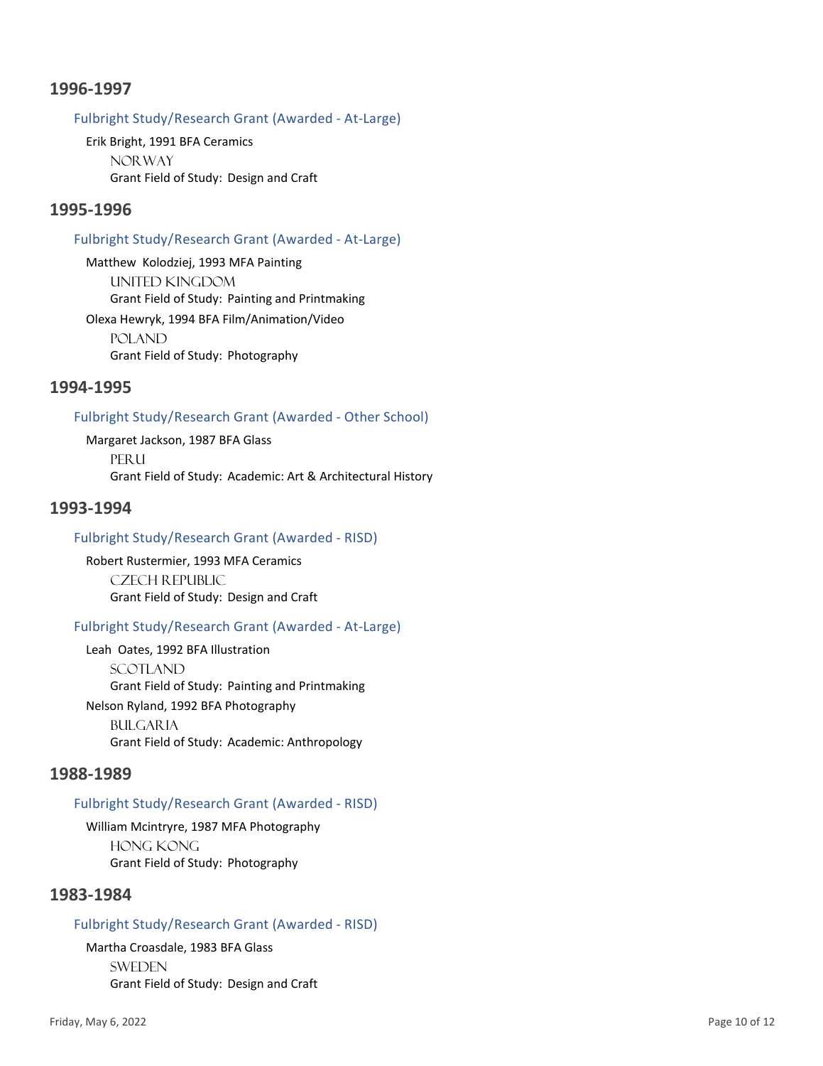## 1996-1997

### Fulbright Study/Research Grant (Awarded - At-Large)

Erik Bright, 1991 BFA Ceramics

NORWAY

Grant Field of Study: Design and Craft

## 1995-1996

### Fulbright Study/Research Grant (Awarded - At-Large)

Matthew Kolodziej, 1993 MFA Painting

UNITED KINGDOM

Grant Field of Study: Painting and Printmaking

Olexa Hewryk, 1994 BFA Film/Animation/Video

POLAND

Grant Field of Study: Photography

## 1994-1995

### Fulbright Study/Research Grant (Awarded - Other School)

Margaret Jackson, 1987 BFA Glass

PERU

Grant Field of Study: Academic: Art & Architectural History

## 1993-1994

### Fulbright Study/Research Grant (Awarded - RISD)

Robert Rustermier, 1993 MFA Ceramics

CZECH REPUBLIC

Grant Field of Study: Design and Craft

### Fulbright Study/Research Grant (Awarded - At-Large)

Leah Oates, 1992 BFA Illustration

SCOTLAND

Grant Field of Study: Painting and Printmaking

Nelson Ryland, 1992 BFA Photography

BULGARIA

Grant Field of Study: Academic: Anthropology

## 1988-1989

### Fulbright Study/Research Grant (Awarded - RISD)

William Mcintryre, 1987 MFA Photography

HONG KONG

Grant Field of Study: Photography

## 1983-1984

### Fulbright Study/Research Grant (Awarded - RISD)

Martha Croasdale, 1983 BFA Glass

SWEDEN

Grant Field of Study: Design and Craft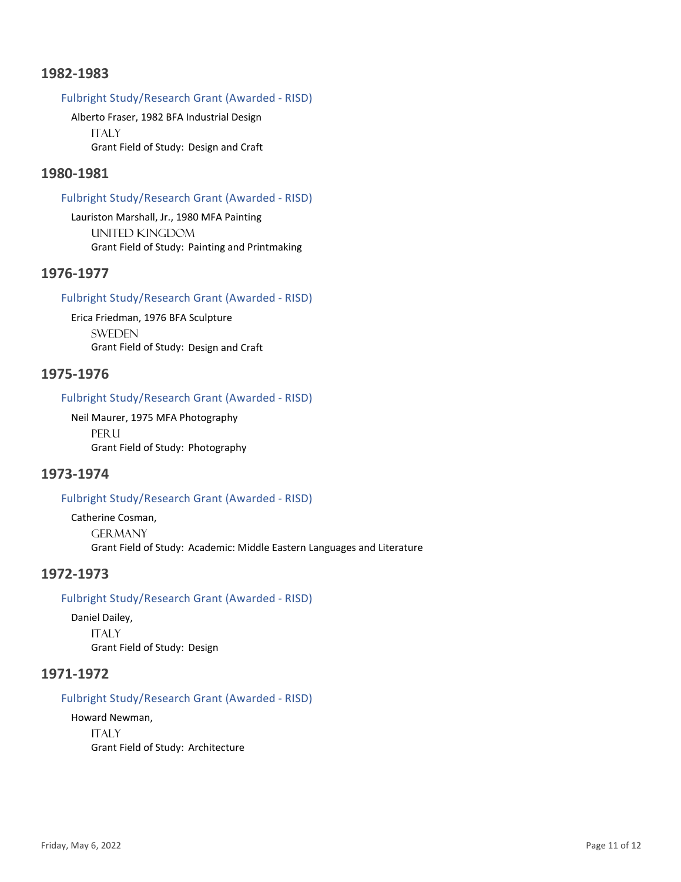## 1982-1983

### Fulbright Study/Research Grant (Awarded - RISD)

Alberto Fraser, 1982 BFA Industrial Design

ITALY

Grant Field of Study: Design and Craft

## 1980-1981

### Fulbright Study/Research Grant (Awarded - RISD)

Lauriston Marshall, Jr., 1980 MFA Painting

UNITED KINGDOM

Grant Field of Study: Painting and Printmaking

## 1976-1977

### Fulbright Study/Research Grant (Awarded - RISD)

Erica Friedman, 1976 BFA Sculpture

SWEDEN

Grant Field of Study: Design and Craft

## 1975-1976

### Fulbright Study/Research Grant (Awarded - RISD)

Neil Maurer, 1975 MFA Photography

PERU

Grant Field of Study: Photography

## 1973-1974

### Fulbright Study/Research Grant (Awarded - RISD)

Catherine Cosman,

GERMANY

Grant Field of Study: Academic: Middle Eastern Languages and Literature

## 1972-1973

### Fulbright Study/Research Grant (Awarded - RISD)

Daniel Dailey,

ITALY

Grant Field of Study: Design

## 1971-1972

### Fulbright Study/Research Grant (Awarded - RISD)

Howard Newman,

ITALY

Grant Field of Study: Architecture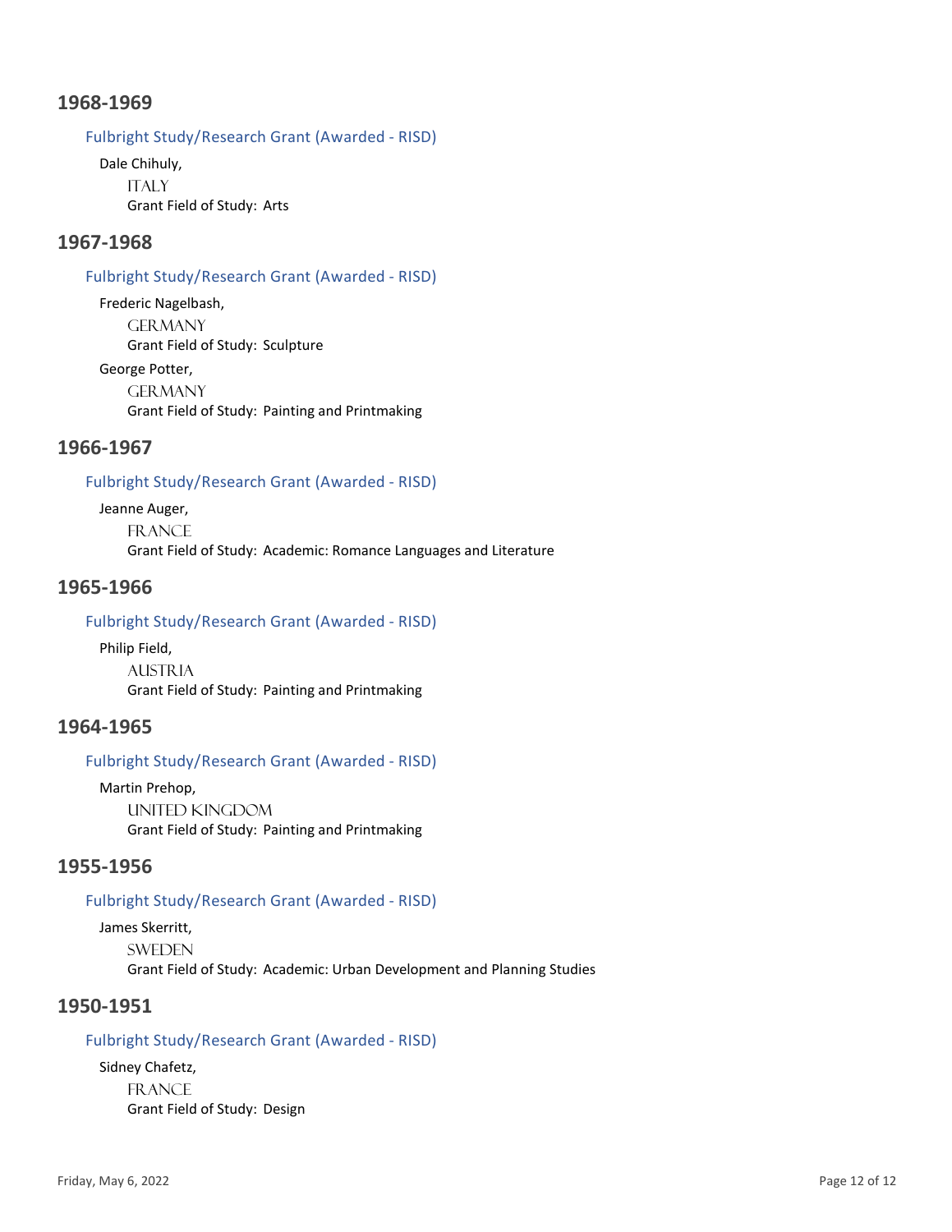## 1968-1969

### Fulbright Study/Research Grant (Awarded - RISD)

Dale Chihuly,

ITALY

Grant Field of Study: Arts

## 1967-1968

### Fulbright Study/Research Grant (Awarded - RISD)

Frederic Nagelbash,

GERMANY

Grant Field of Study: Sculpture

George Potter,

GERMANY

Grant Field of Study: Painting and Printmaking

## 1966-1967

### Fulbright Study/Research Grant (Awarded - RISD)

Jeanne Auger,

FRANCE

Grant Field of Study: Academic: Romance Languages and Literature

## 1965-1966

### Fulbright Study/Research Grant (Awarded - RISD)

Philip Field,

AUSTRIA

Grant Field of Study: Painting and Printmaking

## 1964-1965

### Fulbright Study/Research Grant (Awarded - RISD)

Martin Prehop,

UNITED KINGDOM

Grant Field of Study: Painting and Printmaking

## 1955-1956

### Fulbright Study/Research Grant (Awarded - RISD)

James Skerritt,

SWEDEN

Grant Field of Study: Academic: Urban Development and Planning Studies

## 1950-1951

### Fulbright Study/Research Grant (Awarded - RISD)

Sidney Chafetz,

FRANCE

Grant Field of Study: Design